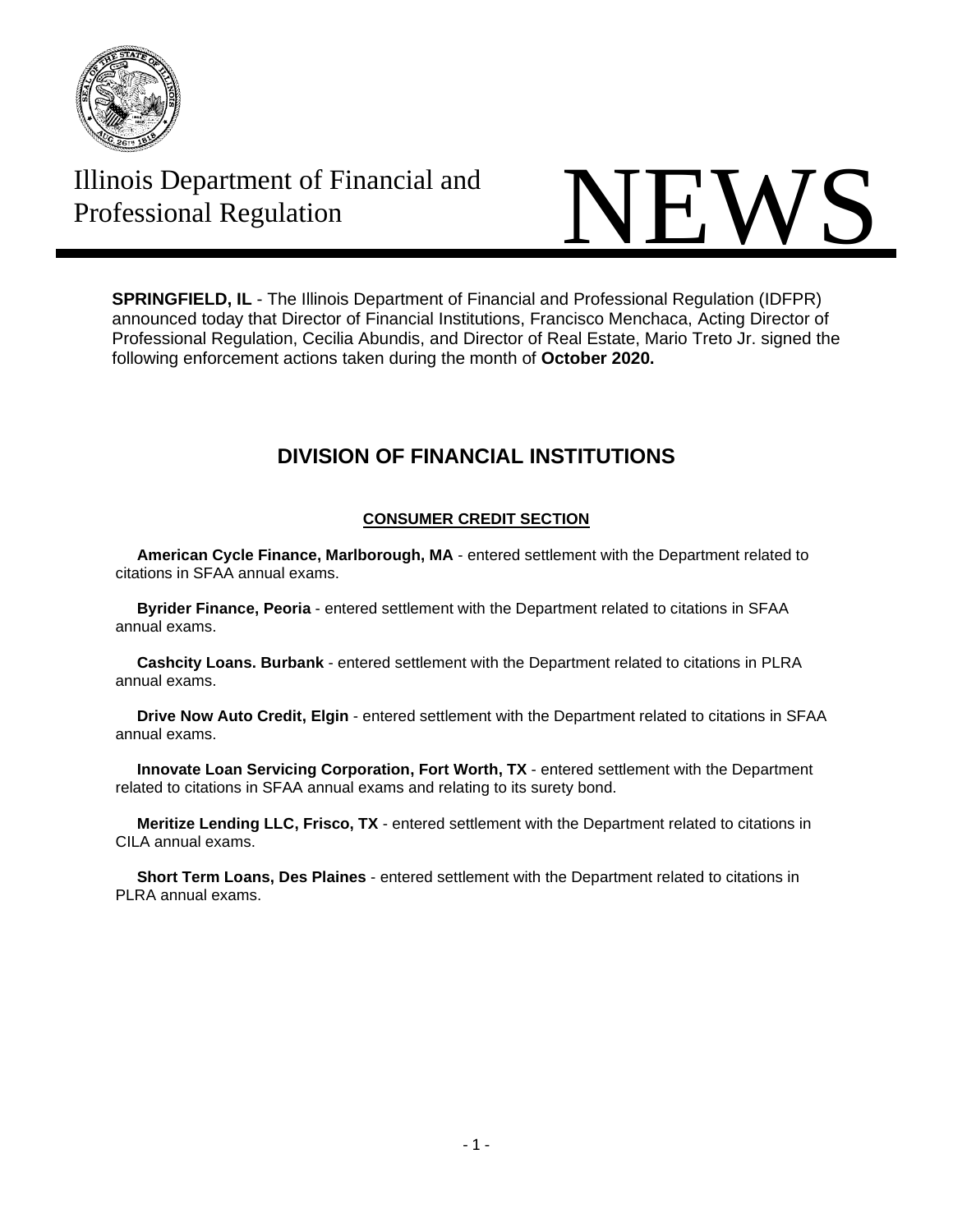# Illinois Department of Financial and Professional Regulation

# NEWS

**SPRINGFIELD, IL** - The Illinois Department of Financial and Professional Regulation (IDFPR) announced today that Director of Financial Institutions, Francisco Menchaca, Acting Director of Professional Regulation, Cecilia Abundis, and Director of Real Estate, Mario Treto Jr. signed the following enforcement actions taken during the month of **October 2020.**

## DIVISION OF FINANCIAL INSTITUTIONS

### CONSUMER CREDIT SECTION

**American Cycle Finance, Marlborough, MA** - entered settlement with the Department related to citations in SFAA annual exams.

**Byrider Finance, Peoria** - entered settlement with the Department related to citations in SFAA annual exams.

**Cashcity Loans. Burbank** - entered settlement with the Department related to citations in PLRA annual exams.

**Drive Now Auto Credit, Elgin** - entered settlement with the Department related to citations in SFAA annual exams.

**Innovate Loan Servicing Corporation, Fort Worth, TX** - entered settlement with the Department related to citations in SFAA annual exams and relating to its surety bond.

**Meritize Lending LLC, Frisco, TX** - entered settlement with the Department related to citations in CILA annual exams.

**Short Term Loans, Des Plaines** - entered settlement with the Department related to citations in PLRA annual exams.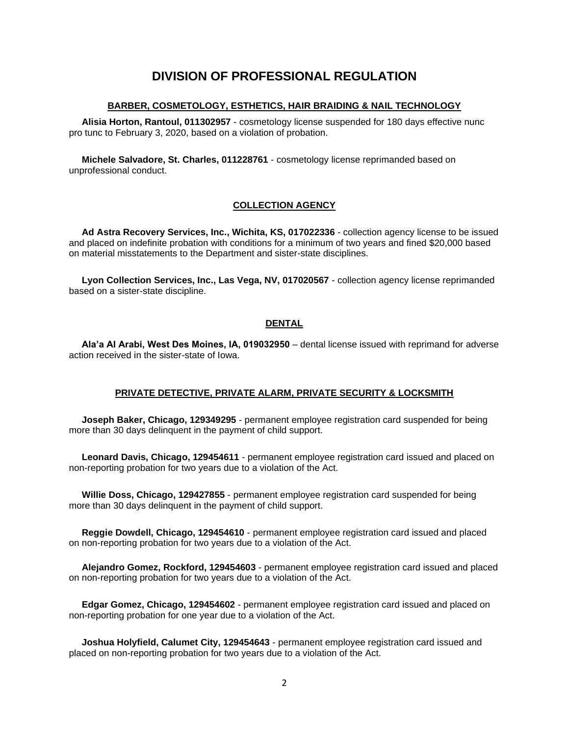# DIVISION OF PROFESSIONAL REGULATION

## BARBER, COSMETOLOGY, ESTHETICS, HAIR BRAIDING & NAIL TECHNOLOGY

**Alisia Horton, Rantoul, 011302957** - cosmetology license suspended for 180 days effective nunc pro tunc to February 3, 2020, based on a violation of probation.

**Michele Salvadore, St. Charles, 011228761** - cosmetology license reprimanded based on unprofessional conduct.

## COLLECTION AGENCY

**Ad Astra Recovery Services, Inc., Wichita, KS, 017022336** - collection agency license to be issued and placed on indefinite probation with conditions for a minimum of two years and fined $20,000 based on material misstatements to the Department and sister-state disciplines.

**Lyon Collection Services, Inc., Las Vega, NV, 017020567** - collection agency license reprimanded based on a sister-state discipline.

## DENTAL

**Ala'a Al Arabi, West Des Moines, IA, 019032950** – dental license issued with reprimand for adverse action received in the sister-state of Iowa.

## PRIVATE DETECTIVE, PRIVATE ALARM, PRIVATE SECURITY & LOCKSMITH

**Joseph Baker, Chicago, 129349295** - permanent employee registration card suspended for being more than 30 days delinquent in the payment of child support.

**Leonard Davis, Chicago, 129454611** - permanent employee registration card issued and placed on non-reporting probation for two years due to a violation of the Act.

**Willie Doss, Chicago, 129427855** - permanent employee registration card suspended for being more than 30 days delinquent in the payment of child support.

**Reggie Dowdell, Chicago, 129454610** - permanent employee registration card issued and placed on non-reporting probation for two years due to a violation of the Act.

**Alejandro Gomez, Rockford, 129454603** - permanent employee registration card issued and placed on non-reporting probation for two years due to a violation of the Act.

**Edgar Gomez, Chicago, 129454602** - permanent employee registration card issued and placed on non-reporting probation for one year due to a violation of the Act.

**Joshua Holyfield, Calumet City, 129454643** - permanent employee registration card issued and placed on non-reporting probation for two years due to a violation of the Act.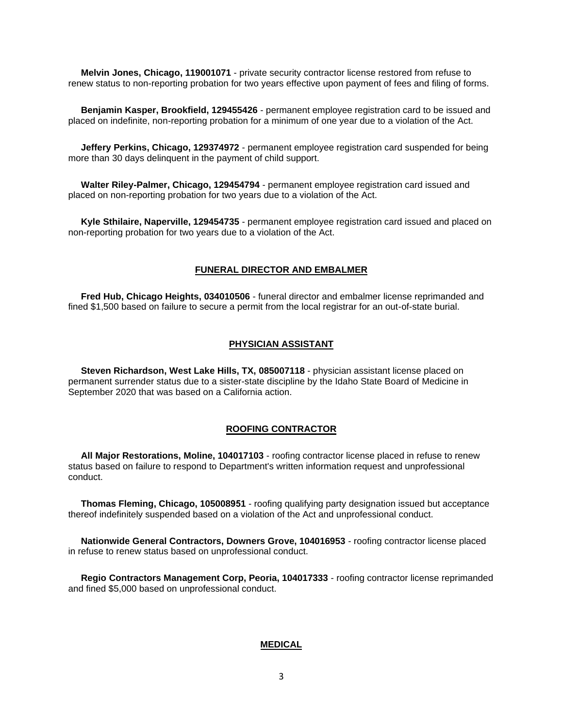**Melvin Jones, Chicago, 119001071** - private security contractor license restored from refuse to renew status to non-reporting probation for two years effective upon payment of fees and filing of forms.

**Benjamin Kasper, Brookfield, 129455426** - permanent employee registration card to be issued and placed on indefinite, non-reporting probation for a minimum of one year due to a violation of the Act.

**Jeffery Perkins, Chicago, 129374972** - permanent employee registration card suspended for being more than 30 days delinquent in the payment of child support.

**Walter Riley-Palmer, Chicago, 129454794** - permanent employee registration card issued and placed on non-reporting probation for two years due to a violation of the Act.

**Kyle Sthilaire, Naperville, 129454735** - permanent employee registration card issued and placed on non-reporting probation for two years due to a violation of the Act.

## FUNERAL DIRECTOR AND EMBALMER

**Fred Hub, Chicago Heights, 034010506** - funeral director and embalmer license reprimanded and fined $1,500 based on failure to secure a permit from the local registrar for an out-of-state burial.

## PHYSICIAN ASSISTANT

**Steven Richardson, West Lake Hills, TX, 085007118** - physician assistant license placed on permanent surrender status due to a sister-state discipline by the Idaho State Board of Medicine in September 2020 that was based on a California action.

## ROOFING CONTRACTOR

**All Major Restorations, Moline, 104017103** - roofing contractor license placed in refuse to renew status based on failure to respond to Department's written information request and unprofessional conduct.

**Thomas Fleming, Chicago, 105008951** - roofing qualifying party designation issued but acceptance thereof indefinitely suspended based on a violation of the Act and unprofessional conduct.

**Nationwide General Contractors, Downers Grove, 104016953** - roofing contractor license placed in refuse to renew status based on unprofessional conduct.

**Regio Contractors Management Corp, Peoria, 104017333** - roofing contractor license reprimanded and fined $5,000 based on unprofessional conduct.

## MEDICAL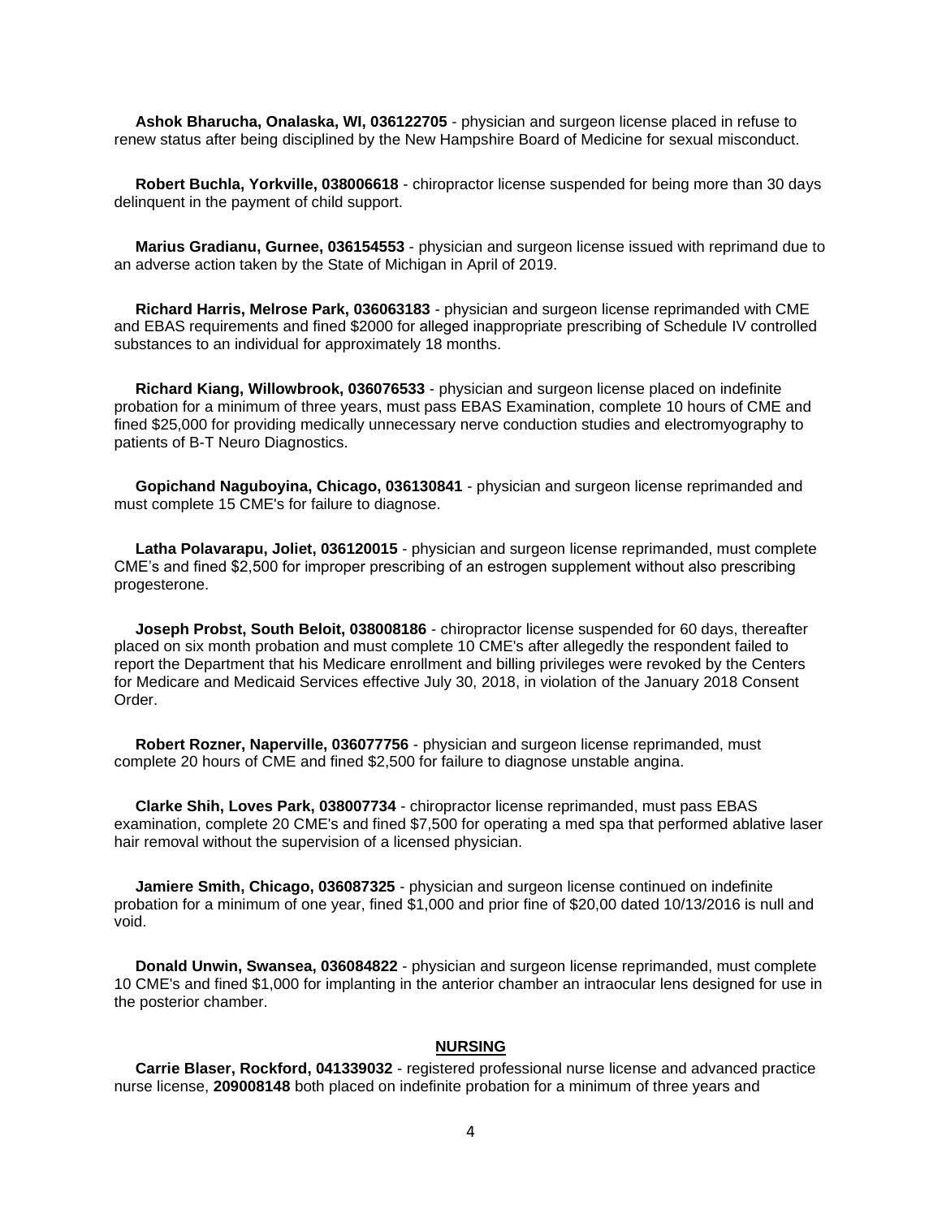**Ashok Bharucha, Onalaska, WI, 036122705** - physician and surgeon license placed in refuse to renew status after being disciplined by the New Hampshire Board of Medicine for sexual misconduct.

**Robert Buchla, Yorkville, 038006618** - chiropractor license suspended for being more than 30 days delinquent in the payment of child support.

**Marius Gradianu, Gurnee, 036154553** - physician and surgeon license issued with reprimand due to an adverse action taken by the State of Michigan in April of 2019.

**Richard Harris, Melrose Park, 036063183** - physician and surgeon license reprimanded with CME and EBAS requirements and fined $2000 for alleged inappropriate prescribing of Schedule IV controlled substances to an individual for approximately 18 months.

**Richard Kiang, Willowbrook, 036076533** - physician and surgeon license placed on indefinite probation for a minimum of three years, must pass EBAS Examination, complete 10 hours of CME and fined $25,000 for providing medically unnecessary nerve conduction studies and electromyography to patients of B-T Neuro Diagnostics.

**Gopichand Naguboyina, Chicago, 036130841** - physician and surgeon license reprimanded and must complete 15 CME's for failure to diagnose.

**Latha Polavarapu, Joliet, 036120015** - physician and surgeon license reprimanded, must complete CME's and fined $2,500 for improper prescribing of an estrogen supplement without also prescribing progesterone.

**Joseph Probst, South Beloit, 038008186** - chiropractor license suspended for 60 days, thereafter placed on six month probation and must complete 10 CME's after allegedly the respondent failed to report the Department that his Medicare enrollment and billing privileges were revoked by the Centers for Medicare and Medicaid Services effective July 30, 2018, in violation of the January 2018 Consent Order.

**Robert Rozner, Naperville, 036077756** - physician and surgeon license reprimanded, must complete 20 hours of CME and fined $2,500 for failure to diagnose unstable angina.

**Clarke Shih, Loves Park, 038007734** - chiropractor license reprimanded, must pass EBAS examination, complete 20 CME's and fined $7,500 for operating a med spa that performed ablative laser hair removal without the supervision of a licensed physician.

**Jamiere Smith, Chicago, 036087325** - physician and surgeon license continued on indefinite probation for a minimum of one year, fined $1,000 and prior fine of $20,00 dated 10/13/2016 is null and void.

**Donald Unwin, Swansea, 036084822** - physician and surgeon license reprimanded, must complete 10 CME's and fined $1,000 for implanting in the anterior chamber an intraocular lens designed for use in the posterior chamber.

## NURSING

**Carrie Blaser, Rockford, 041339032** - registered professional nurse license and advanced practice nurse license, **209008148** both placed on indefinite probation for a minimum of three years and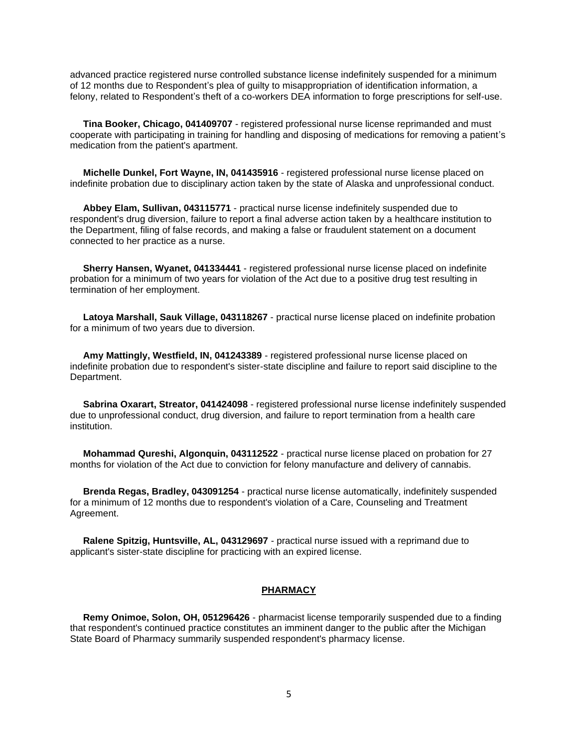advanced practice registered nurse controlled substance license indefinitely suspended for a minimum of 12 months due to Respondent's plea of guilty to misappropriation of identification information, a felony, related to Respondent's theft of a co-workers DEA information to forge prescriptions for self-use.

**Tina Booker, Chicago, 041409707** - registered professional nurse license reprimanded and must cooperate with participating in training for handling and disposing of medications for removing a patient's medication from the patient's apartment.

**Michelle Dunkel, Fort Wayne, IN, 041435916** - registered professional nurse license placed on indefinite probation due to disciplinary action taken by the state of Alaska and unprofessional conduct.

**Abbey Elam, Sullivan, 043115771** - practical nurse license indefinitely suspended due to respondent's drug diversion, failure to report a final adverse action taken by a healthcare institution to the Department, filing of false records, and making a false or fraudulent statement on a document connected to her practice as a nurse.

**Sherry Hansen, Wyanet, 041334441** - registered professional nurse license placed on indefinite probation for a minimum of two years for violation of the Act due to a positive drug test resulting in termination of her employment.

**Latoya Marshall, Sauk Village, 043118267** - practical nurse license placed on indefinite probation for a minimum of two years due to diversion.

**Amy Mattingly, Westfield, IN, 041243389** - registered professional nurse license placed on indefinite probation due to respondent's sister-state discipline and failure to report said discipline to the Department.

**Sabrina Oxarart, Streator, 041424098** - registered professional nurse license indefinitely suspended due to unprofessional conduct, drug diversion, and failure to report termination from a health care institution.

**Mohammad Qureshi, Algonquin, 043112522** - practical nurse license placed on probation for 27 months for violation of the Act due to conviction for felony manufacture and delivery of cannabis.

**Brenda Regas, Bradley, 043091254** - practical nurse license automatically, indefinitely suspended for a minimum of 12 months due to respondent's violation of a Care, Counseling and Treatment Agreement.

**Ralene Spitzig, Huntsville, AL, 043129697** - practical nurse issued with a reprimand due to applicant's sister-state discipline for practicing with an expired license.

## PHARMACY

**Remy Onimoe, Solon, OH, 051296426** - pharmacist license temporarily suspended due to a finding that respondent's continued practice constitutes an imminent danger to the public after the Michigan State Board of Pharmacy summarily suspended respondent's pharmacy license.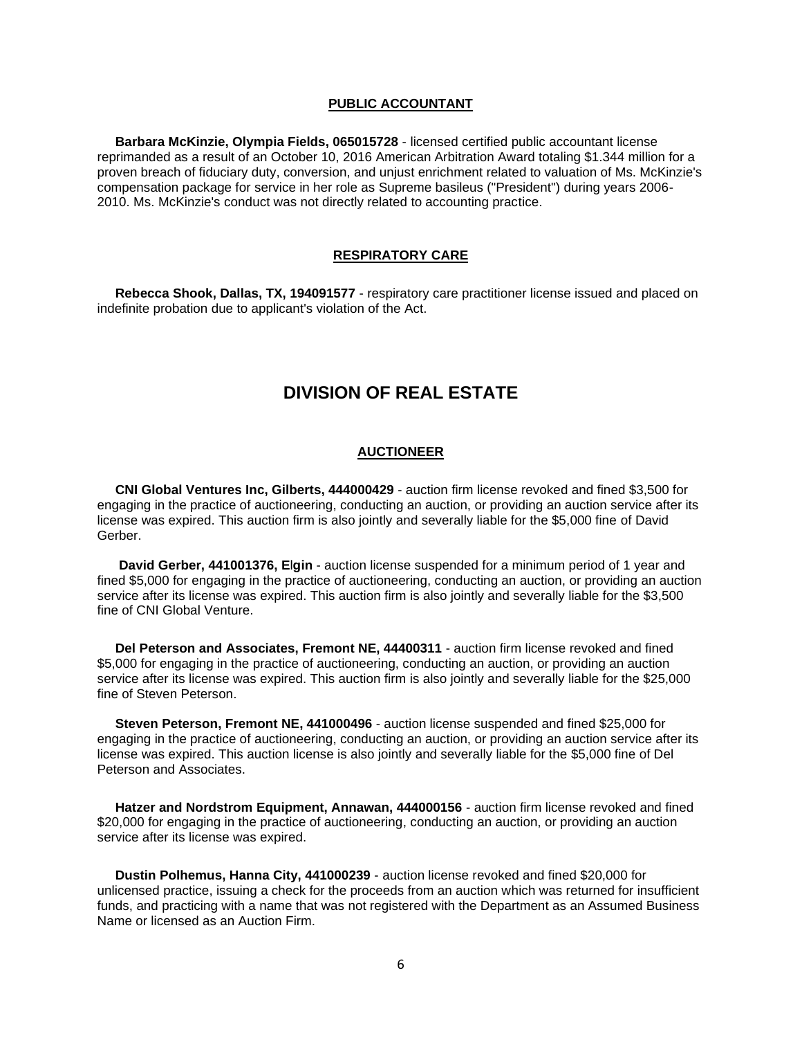### PUBLIC ACCOUNTANT

**Barbara McKinzie, Olympia Fields, 065015728** - licensed certified public accountant license reprimanded as a result of an October 10, 2016 American Arbitration Award totaling $1.344 million for a proven breach of fiduciary duty, conversion, and unjust enrichment related to valuation of Ms. McKinzie's compensation package for service in her role as Supreme basileus ("President") during years 2006-2010. Ms. McKinzie's conduct was not directly related to accounting practice.

### RESPIRATORY CARE

**Rebecca Shook, Dallas, TX, 194091577** - respiratory care practitioner license issued and placed on indefinite probation due to applicant's violation of the Act.

## DIVISION OF REAL ESTATE

### AUCTIONEER

**CNI Global Ventures Inc, Gilberts, 444000429** - auction firm license revoked and fined $3,500 for engaging in the practice of auctioneering, conducting an auction, or providing an auction service after its license was expired. This auction firm is also jointly and severally liable for the $5,000 fine of David Gerber.

**David Gerber, 441001376, Elgin** - auction license suspended for a minimum period of 1 year and fined $5,000 for engaging in the practice of auctioneering, conducting an auction, or providing an auction service after its license was expired. This auction firm is also jointly and severally liable for the $3,500 fine of CNI Global Venture.

**Del Peterson and Associates, Fremont NE, 44400311** - auction firm license revoked and fined $5,000 for engaging in the practice of auctioneering, conducting an auction, or providing an auction service after its license was expired. This auction firm is also jointly and severally liable for the $25,000 fine of Steven Peterson.

**Steven Peterson, Fremont NE, 441000496** - auction license suspended and fined $25,000 for engaging in the practice of auctioneering, conducting an auction, or providing an auction service after its license was expired. This auction license is also jointly and severally liable for the $5,000 fine of Del Peterson and Associates.

**Hatzer and Nordstrom Equipment, Annawan, 444000156** - auction firm license revoked and fined $20,000 for engaging in the practice of auctioneering, conducting an auction, or providing an auction service after its license was expired.

**Dustin Polhemus, Hanna City, 441000239** - auction license revoked and fined $20,000 for unlicensed practice, issuing a check for the proceeds from an auction which was returned for insufficient funds, and practicing with a name that was not registered with the Department as an Assumed Business Name or licensed as an Auction Firm.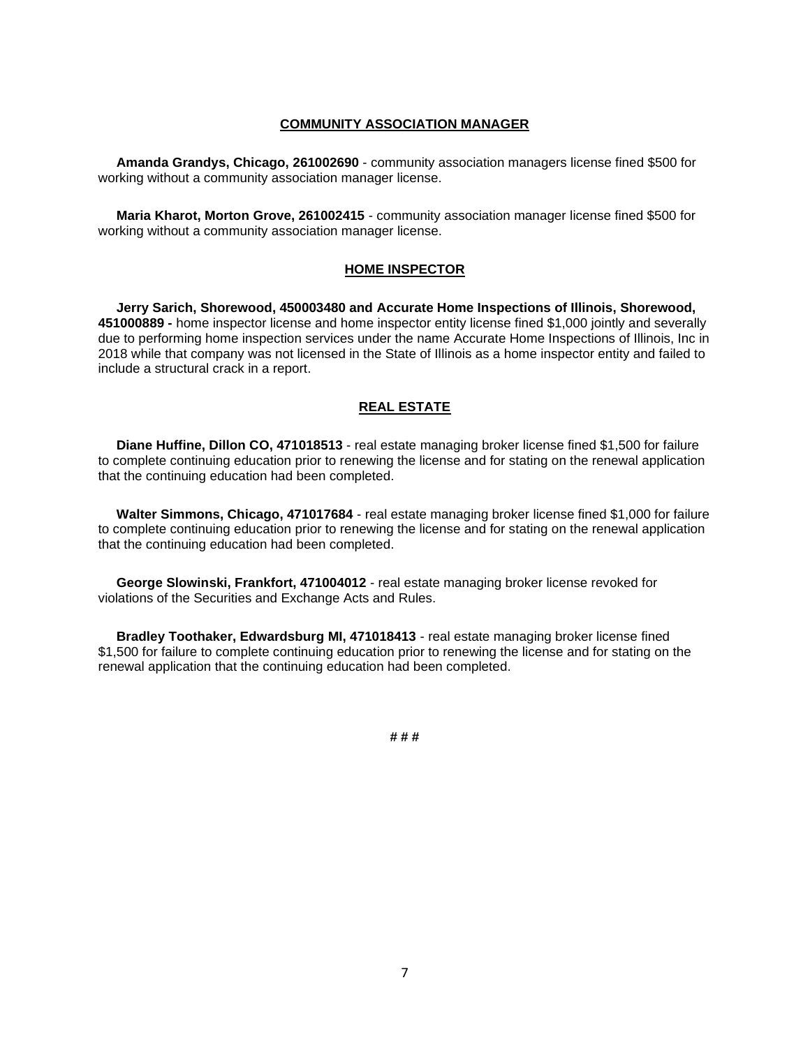## COMMUNITY ASSOCIATION MANAGER

**Amanda Grandys, Chicago, 261002690** - community association managers license fined $500 for working without a community association manager license.

**Maria Kharot, Morton Grove, 261002415** - community association manager license fined $500 for working without a community association manager license.

## HOME INSPECTOR

**Jerry Sarich, Shorewood, 450003480 and Accurate Home Inspections of Illinois, Shorewood, 451000889 -** home inspector license and home inspector entity license fined $1,000 jointly and severally due to performing home inspection services under the name Accurate Home Inspections of Illinois, Inc in 2018 while that company was not licensed in the State of Illinois as a home inspector entity and failed to include a structural crack in a report.

## REAL ESTATE

**Diane Huffine, Dillon CO, 471018513** - real estate managing broker license fined $1,500 for failure to complete continuing education prior to renewing the license and for stating on the renewal application that the continuing education had been completed.

**Walter Simmons, Chicago, 471017684** - real estate managing broker license fined $1,000 for failure to complete continuing education prior to renewing the license and for stating on the renewal application that the continuing education had been completed.

**George Slowinski, Frankfort, 471004012** - real estate managing broker license revoked for violations of the Securities and Exchange Acts and Rules.

**Bradley Toothaker, Edwardsburg MI, 471018413** - real estate managing broker license fined $1,500 for failure to complete continuing education prior to renewing the license and for stating on the renewal application that the continuing education had been completed.

# # #